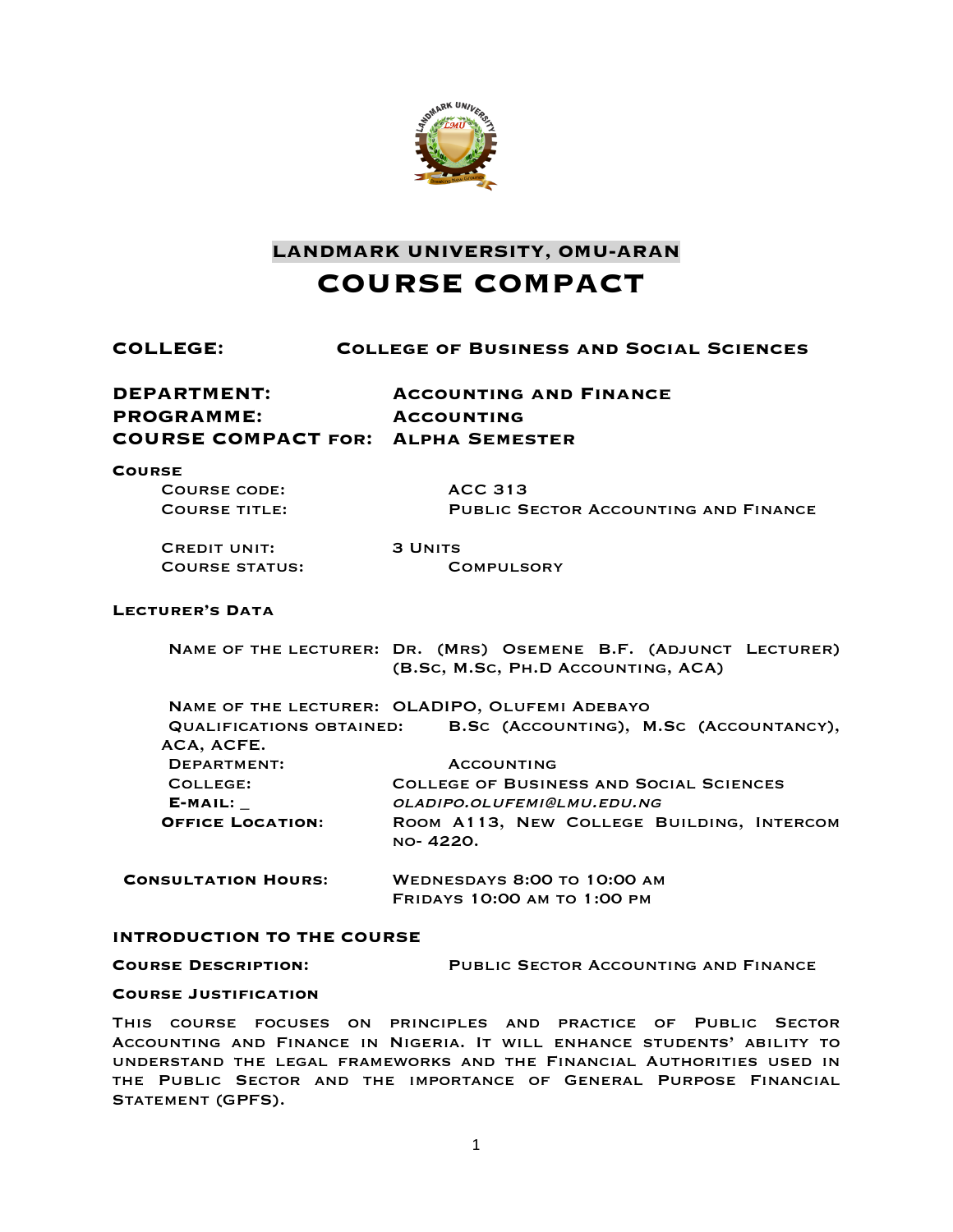# LANDMARK UNIVERSITY, OMU-ARAN

# COURSE COMPACT

**COLLEGE:** College of Business and Social Sciences

**DEPARTMENT:** Accounting and Finance
**PROGRAMME:** Accounting
**COURSE COMPACT FOR:** Alpha Semester

### Course

Course code: ACC 313
Course title: Public Sector Accounting and Finance

Credit unit: 3 Units
Course status: Compulsory

### Lecturer's Data

Name of the lecturer: Dr. (Mrs) Osemene B.F. (Adjunct Lecturer) (B.Sc, M.Sc, Ph.D Accounting, ACA)

Name of the lecturer: OLADIPO, Olufemi Adebayo
Qualifications obtained: B.Sc (Accounting), M.Sc (Accountancy), ACA, ACFE.
Department: Accounting
College: College of Business and Social Sciences
**E-mail:** _ *oladipo.olufemi@lmu.edu.ng*
**Office Location:** Room A113, New College Building, Intercom no- 4220.

**Consultation Hours:** Wednesdays 8:00 to 10:00 am
Fridays 10:00 am to 1:00 pm

### INTRODUCTION TO THE COURSE

**Course Description:** Public Sector Accounting and Finance

**Course Justification**

This course focuses on principles and practice of Public Sector Accounting and Finance in Nigeria. It will enhance students' ability to understand the legal frameworks and the Financial Authorities used in the Public Sector and the importance of General Purpose Financial Statement (GPFS).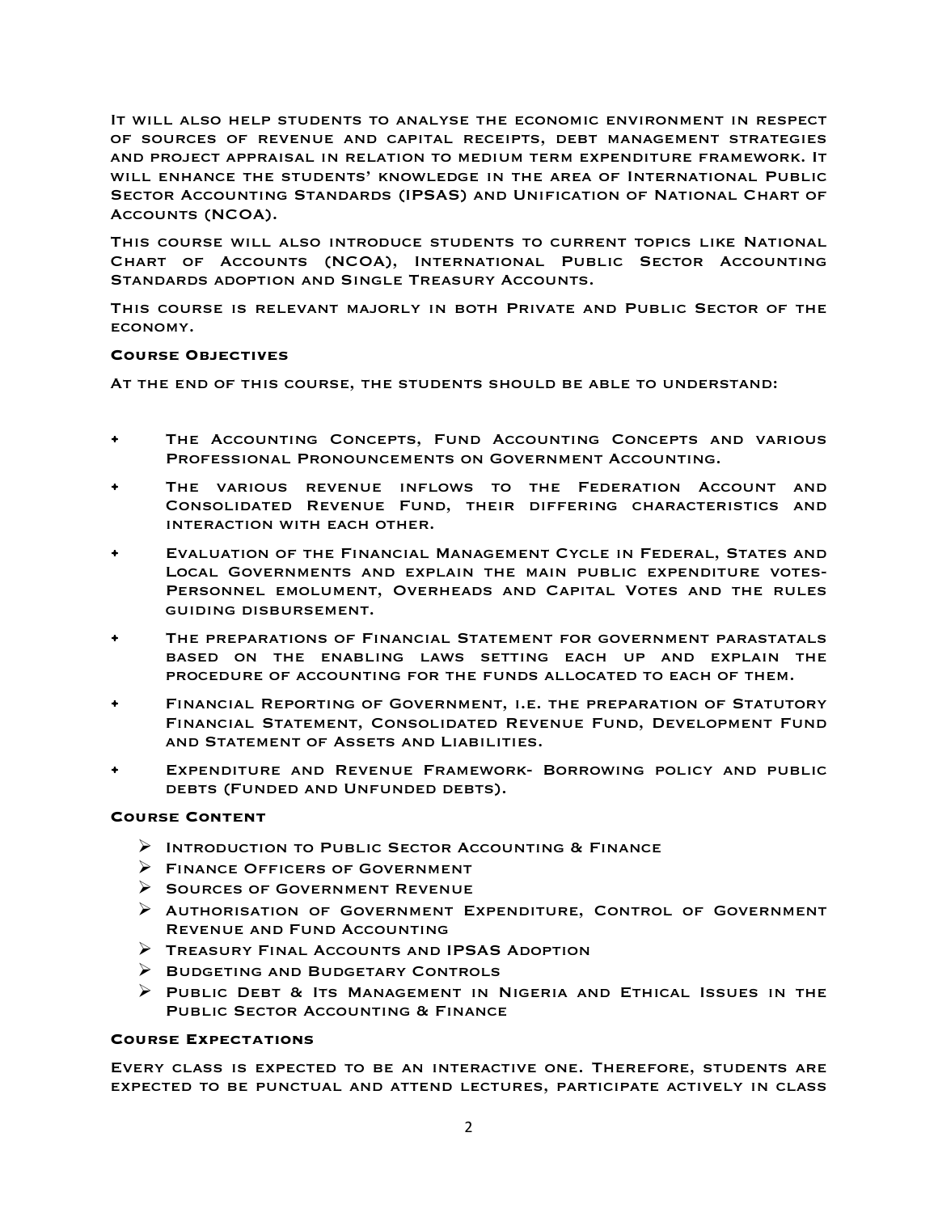It will also help students to analyse the economic environment in respect of sources of revenue and capital receipts, debt management strategies and project appraisal in relation to medium term expenditure framework. It will enhance the students' knowledge in the area of International Public Sector Accounting Standards (IPSAS) and Unification of National Chart of Accounts (NCOA).

This course will also introduce students to current topics like National Chart of Accounts (NCOA), International Public Sector Accounting Standards adoption and Single Treasury Accounts.

This course is relevant majorly in both Private and Public Sector of the economy.

**Course Objectives**

At the end of this course, the students should be able to understand:

- The Accounting Concepts, Fund Accounting Concepts and various Professional Pronouncements on Government Accounting.
- The various revenue inflows to the Federation Account and Consolidated Revenue Fund, their differing characteristics and interaction with each other.
- Evaluation of the Financial Management Cycle in Federal, States and Local Governments and explain the main public expenditure votes- Personnel emolument, Overheads and Capital Votes and the rules guiding disbursement.
- The preparations of Financial Statement for government parastatals based on the enabling laws setting each up and explain the procedure of accounting for the funds allocated to each of them.
- Financial Reporting of Government, i.e. the preparation of Statutory Financial Statement, Consolidated Revenue Fund, Development Fund and Statement of Assets and Liabilities.
- Expenditure and Revenue Framework- Borrowing policy and public debts (Funded and Unfunded debts).

**Course Content**

- Introduction to Public Sector Accounting & Finance
- Finance Officers of Government
- Sources of Government Revenue
- Authorisation of Government Expenditure, Control of Government Revenue and Fund Accounting
- Treasury Final Accounts and IPSAS Adoption
- Budgeting and Budgetary Controls
- Public Debt & Its Management in Nigeria and Ethical Issues in the Public Sector Accounting & Finance

**Course Expectations**

Every class is expected to be an interactive one. Therefore, students are expected to be punctual and attend lectures, participate actively in class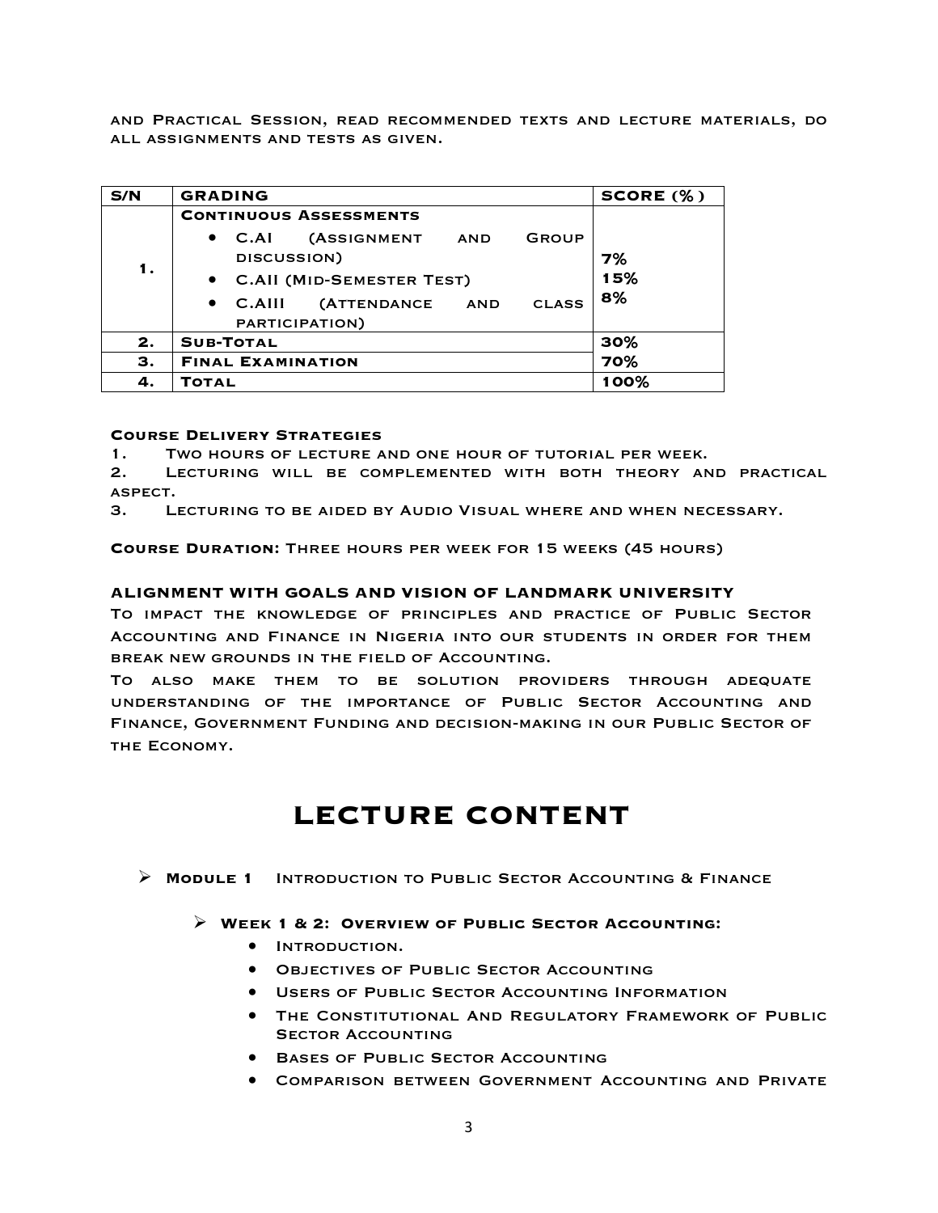and Practical Session, read recommended texts and lecture materials, do all assignments and tests as given.

| S/N | GRADING | SCORE (%) |
|---|---|---|
| 1. | **Continuous Assessments**<br>• C.AI (Assignment and Group discussion)<br>• C.AII (Mid-Semester Test)<br>• C.AIII (Attendance and class participation) | <br>7%<br>15%<br>8% |
| 2. | **Sub-Total** | 30% |
| 3. | **Final Examination** | 70% |
| 4. | **Total** | 100% |

**Course Delivery Strategies**

1. Two hours of lecture and one hour of tutorial per week.
2. Lecturing will be complemented with both theory and practical aspect.
3. Lecturing to be aided by Audio Visual where and when necessary.

**Course Duration:** Three hours per week for 15 weeks (45 hours)

**ALIGNMENT WITH GOALS AND VISION OF LANDMARK UNIVERSITY**

To impact the knowledge of principles and practice of Public Sector Accounting and Finance in Nigeria into our students in order for them break new grounds in the field of Accounting.

To also make them to be solution providers through adequate understanding of the importance of Public Sector Accounting and Finance, Government Funding and decision-making in our Public Sector of the Economy.

# LECTURE CONTENT

- **Module 1** Introduction to Public Sector Accounting & Finance

  - **Week 1 & 2: Overview of Public Sector Accounting:**
    - Introduction.
    - Objectives of Public Sector Accounting
    - Users of Public Sector Accounting Information
    - The Constitutional And Regulatory Framework of Public Sector Accounting
    - Bases of Public Sector Accounting
    - Comparison between Government Accounting and Private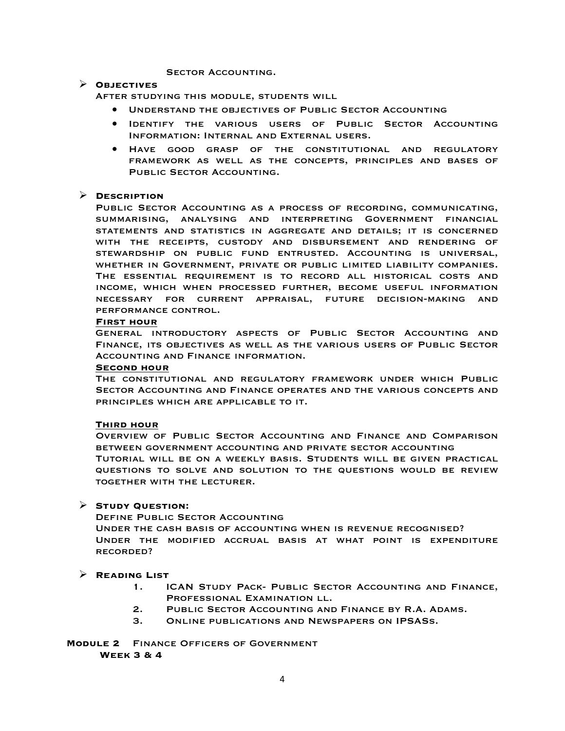Sector Accounting.

- **Objectives**

  After studying this module, students will

  - Understand the objectives of Public Sector Accounting
  - Identify the various users of Public Sector Accounting Information: Internal and External users.
  - Have good grasp of the constitutional and regulatory framework as well as the concepts, principles and bases of Public Sector Accounting.

- **Description**

  Public Sector Accounting as a process of recording, communicating, summarising, analysing and interpreting Government financial statements and statistics in aggregate and details; it is concerned with the receipts, custody and disbursement and rendering of stewardship on public fund entrusted. Accounting is universal, whether in Government, private or public limited liability companies. The essential requirement is to record all historical costs and income, which when processed further, become useful information necessary for current appraisal, future decision-making and performance control.

  **First hour**

  General introductory aspects of Public Sector Accounting and Finance, its objectives as well as the various users of Public Sector Accounting and Finance information.

  **Second hour**

  The constitutional and regulatory framework under which Public Sector Accounting and Finance operates and the various concepts and principles which are applicable to it.

  **Third hour**

  Overview of Public Sector Accounting and Finance and Comparison between government accounting and private sector accounting

  Tutorial will be on a weekly basis. Students will be given practical questions to solve and solution to the questions would be review together with the lecturer.

- **Study Question:**

  Define Public Sector Accounting

  Under the cash basis of accounting when is revenue recognised?

  Under the modified accrual basis at what point is expenditure recorded?

- **Reading List**

  1. ICAN Study Pack- Public Sector Accounting and Finance, Professional Examination ll.
  2. Public Sector Accounting and Finance by R.A. Adams.
  3. Online publications and Newspapers on IPSASs.

**Module 2** Finance Officers of Government

**Week 3 & 4**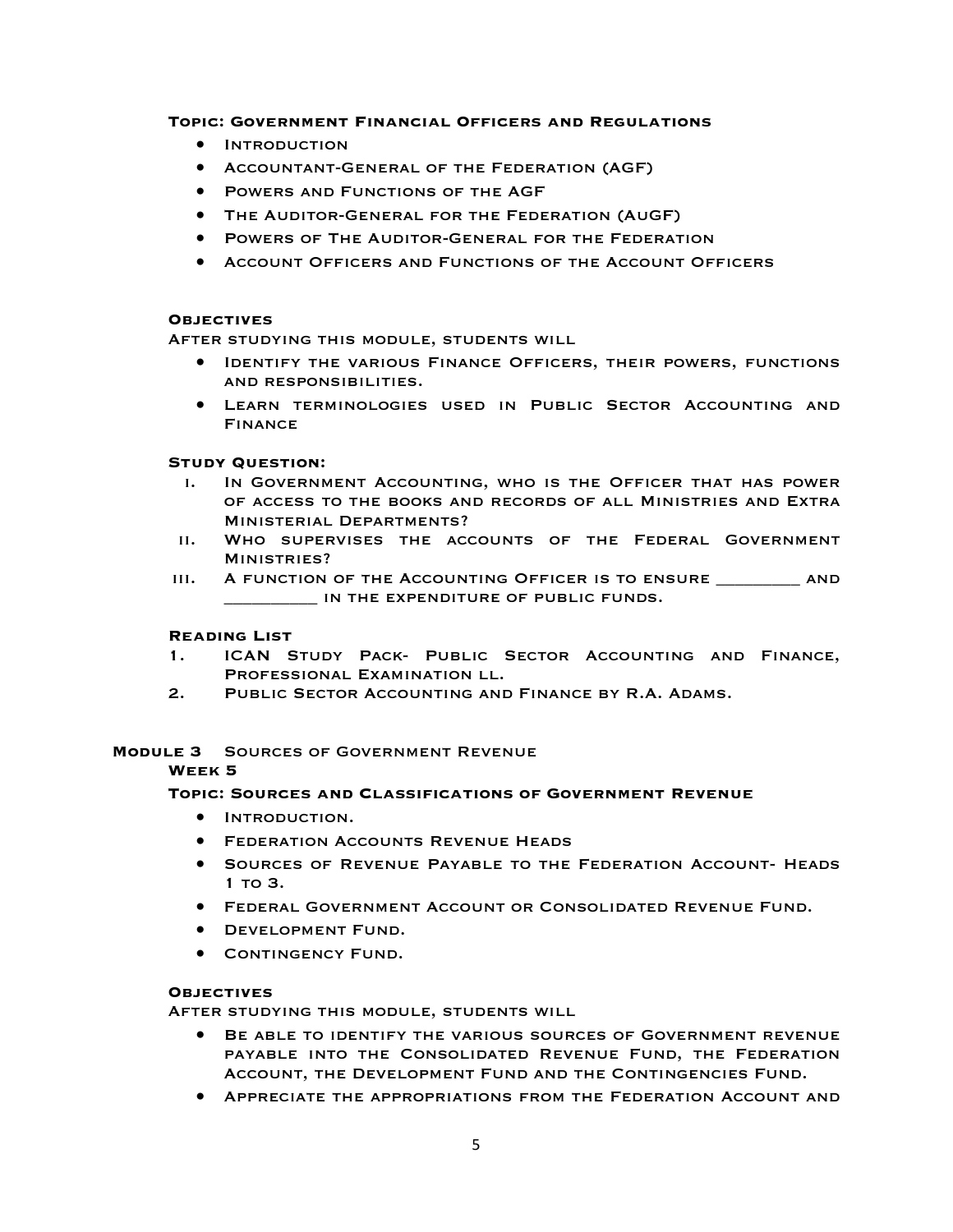**Topic: Government Financial Officers and Regulations**

- Introduction
- Accountant-General of the Federation (AGF)
- Powers and Functions of the AGF
- The Auditor-General for the Federation (AuGF)
- Powers of The Auditor-General for the Federation
- Account Officers and Functions of the Account Officers

**Objectives**

After studying this module, students will

- Identify the various Finance Officers, their powers, functions and responsibilities.
- Learn terminologies used in Public Sector Accounting and Finance

**Study Question:**

i. In Government Accounting, who is the Officer that has power of access to the books and records of all Ministries and Extra Ministerial Departments?
ii. Who supervises the accounts of the Federal Government Ministries?
iii. A function of the Accounting Officer is to ensure _________ and __________ in the expenditure of public funds.

**Reading List**

1. ICAN Study Pack- Public Sector Accounting and Finance, Professional Examination ll.
2. Public Sector Accounting and Finance by R.A. Adams.

**Module 3** Sources of Government Revenue

**Week 5**

**Topic: Sources and Classifications of Government Revenue**

- Introduction.
- Federation Accounts Revenue Heads
- Sources of Revenue Payable to the Federation Account- Heads 1 to 3.
- Federal Government Account or Consolidated Revenue Fund.
- Development Fund.
- Contingency Fund.

**Objectives**

After studying this module, students will

- Be able to identify the various sources of Government revenue payable into the Consolidated Revenue Fund, the Federation Account, the Development Fund and the Contingencies Fund.
- Appreciate the appropriations from the Federation Account and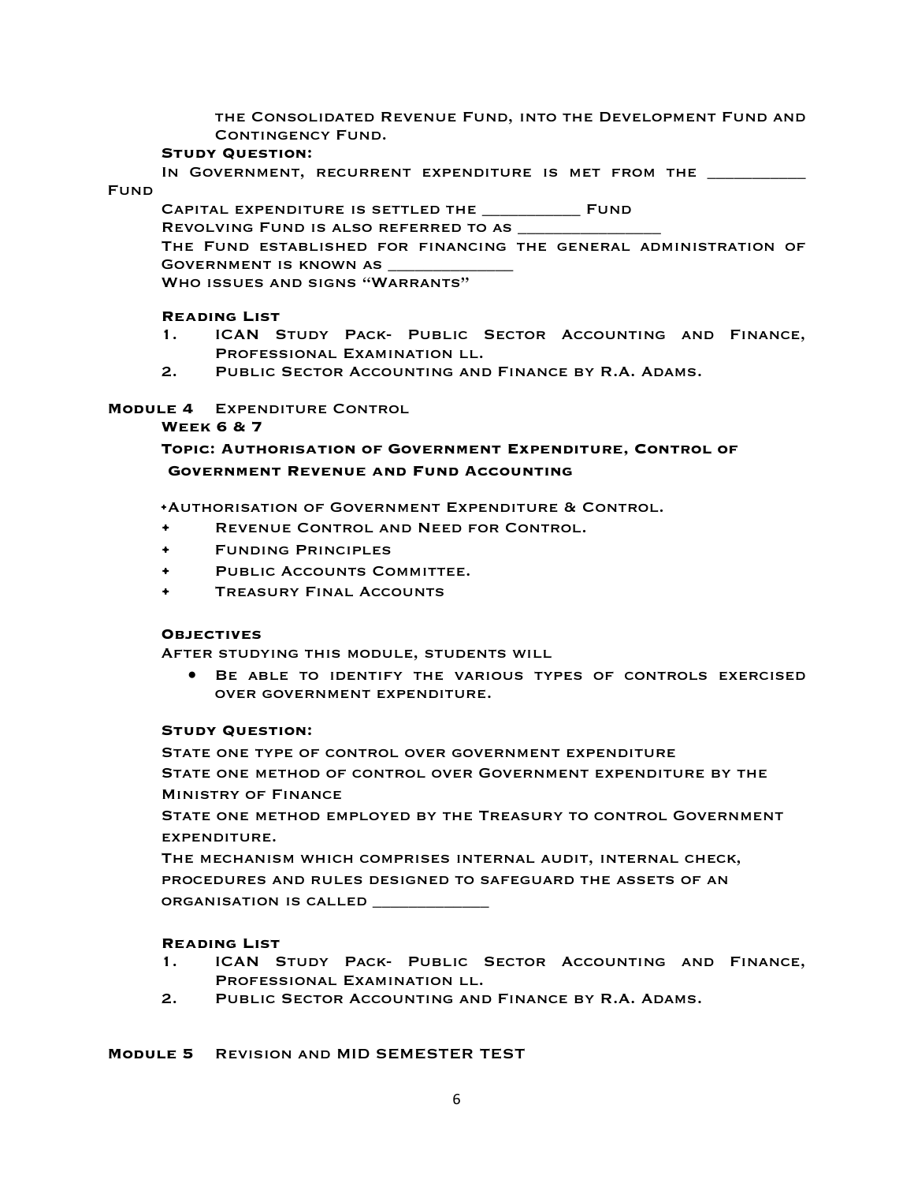the Consolidated Revenue Fund, into the Development Fund and Contingency Fund.

**Study Question:**

In Government, recurrent expenditure is met from the __________ Fund

Capital expenditure is settled the __________ Fund

Revolving Fund is also referred to as _______________

The Fund established for financing the general administration of Government is known as _____________

Who issues and signs "Warrants"

**Reading List**

1. ICAN Study Pack- Public Sector Accounting and Finance, Professional Examination ll.
2. Public Sector Accounting and Finance by R.A. Adams.

**Module 4** Expenditure Control

**Week 6 & 7**

**Topic: Authorisation of Government Expenditure, Control of Government Revenue and Fund Accounting**

- Authorisation of Government Expenditure & Control.
- Revenue Control and Need for Control.
- Funding Principles
- Public Accounts Committee.
- Treasury Final Accounts

**Objectives**

After studying this module, students will

- Be able to identify the various types of controls exercised over government expenditure.

**Study Question:**

State one type of control over government expenditure

State one method of control over Government expenditure by the Ministry of Finance

State one method employed by the Treasury to control Government expenditure.

The mechanism which comprises internal audit, internal check, procedures and rules designed to safeguard the assets of an organisation is called ____________

**Reading List**

1. ICAN Study Pack- Public Sector Accounting and Finance, Professional Examination ll.
2. Public Sector Accounting and Finance by R.A. Adams.

**Module 5** Revision and MID SEMESTER TEST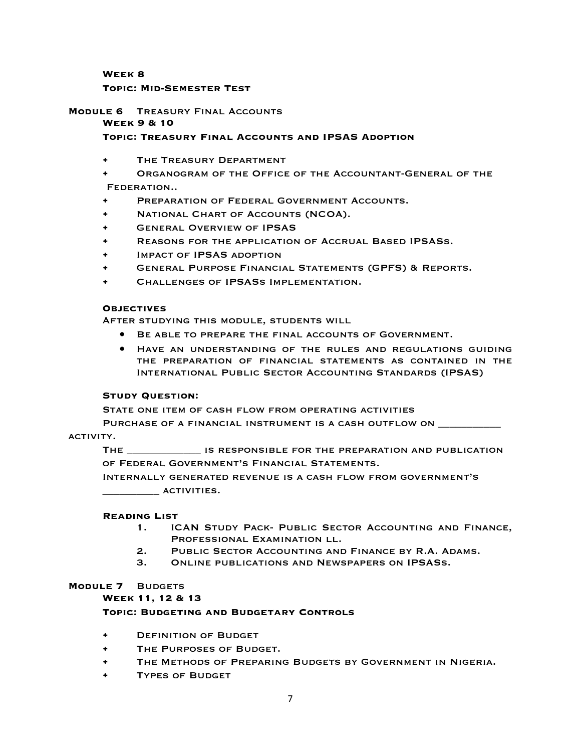**Week 8**

**Topic: Mid-Semester Test**

**Module 6** Treasury Final Accounts

**Week 9 & 10**

**Topic: Treasury Final Accounts and IPSAS Adoption**

- The Treasury Department
- Organogram of the Office of the Accountant-General of the Federation..
- Preparation of Federal Government Accounts.
- National Chart of Accounts (NCOA).
- General Overview of IPSAS
- Reasons for the application of Accrual Based IPSASs.
- Impact of IPSAS adoption
- General Purpose Financial Statements (GPFS) & Reports.
- Challenges of IPSASs Implementation.

**Objectives**

After studying this module, students will

- Be able to prepare the final accounts of Government.
- Have an understanding of the rules and regulations guiding the preparation of financial statements as contained in the International Public Sector Accounting Standards (IPSAS)

**Study Question:**

State one item of cash flow from operating activities

Purchase of a financial instrument is a cash outflow on ___________ activity.

The _____________ is responsible for the preparation and publication of Federal Government's Financial Statements.

Internally generated revenue is a cash flow from government's __________ activities.

**Reading List**

1. ICAN Study Pack- Public Sector Accounting and Finance, Professional Examination ll.
2. Public Sector Accounting and Finance by R.A. Adams.
3. Online publications and Newspapers on IPSASs.

**Module 7** Budgets

**Week 11, 12 & 13**

**Topic: Budgeting and Budgetary Controls**

- Definition of Budget
- The Purposes of Budget.
- The Methods of Preparing Budgets by Government in Nigeria.
- Types of Budget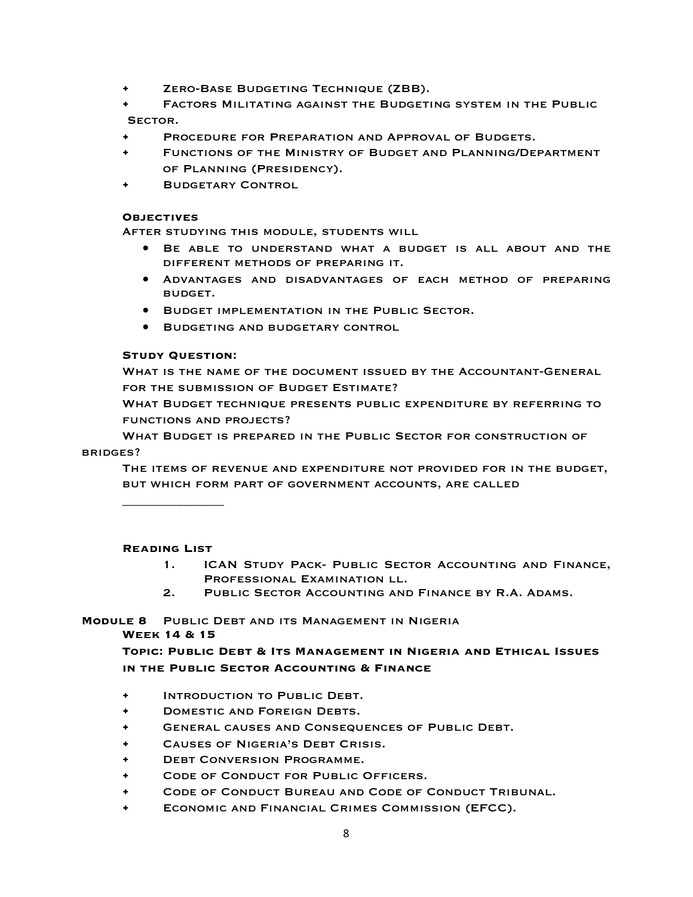- Zero-Base Budgeting Technique (ZBB).
- Factors Militating against the Budgeting system in the Public Sector.
- Procedure for Preparation and Approval of Budgets.
- Functions of the Ministry of Budget and Planning/Department of Planning (Presidency).
- Budgetary Control

**Objectives**

After studying this module, students will

- Be able to understand what a budget is all about and the different methods of preparing it.
- Advantages and disadvantages of each method of preparing budget.
- Budget implementation in the Public Sector.
- Budgeting and budgetary control

**Study Question:**

What is the name of the document issued by the Accountant-General for the submission of Budget Estimate?

What Budget technique presents public expenditure by referring to functions and projects?

What Budget is prepared in the Public Sector for construction of bridges?

The items of revenue and expenditure not provided for in the budget, but which form part of government accounts, are called

_______________

**Reading List**

1. ICAN Study Pack- Public Sector Accounting and Finance, Professional Examination ll.
2. Public Sector Accounting and Finance by R.A. Adams.

**Module 8** Public Debt and its Management in Nigeria

**Week 14 & 15**

**Topic: Public Debt & Its Management in Nigeria and Ethical Issues in the Public Sector Accounting & Finance**

- Introduction to Public Debt.
- Domestic and Foreign Debts.
- General causes and Consequences of Public Debt.
- Causes of Nigeria's Debt Crisis.
- Debt Conversion Programme.
- Code of Conduct for Public Officers.
- Code of Conduct Bureau and Code of Conduct Tribunal.
- Economic and Financial Crimes Commission (EFCC).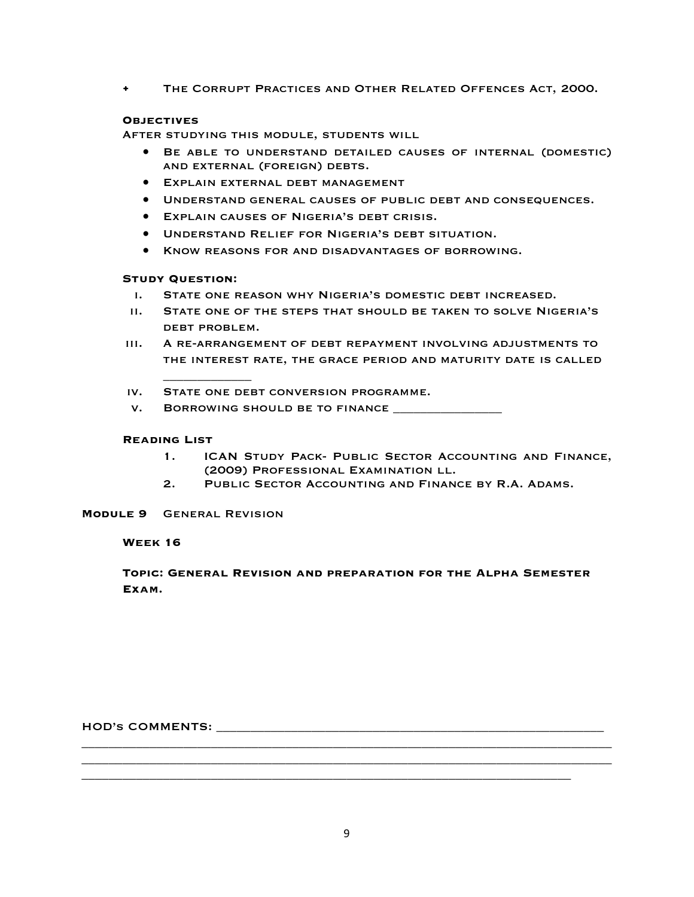+ The Corrupt Practices and Other Related Offences Act, 2000.

**Objectives**

After studying this module, students will

- Be able to understand detailed causes of internal (domestic) and external (foreign) debts.
- Explain external debt management
- Understand general causes of public debt and consequences.
- Explain causes of Nigeria's debt crisis.
- Understand Relief for Nigeria's debt situation.
- Know reasons for and disadvantages of borrowing.

**Study Question:**

i. State one reason why Nigeria's domestic debt increased.
ii. State one of the steps that should be taken to solve Nigeria's debt problem.
iii. A re-arrangement of debt repayment involving adjustments to the interest rate, the grace period and maturity date is called ____________
iv. State one debt conversion programme.
v. Borrowing should be to finance _______________

**Reading List**

1. ICAN Study Pack- Public Sector Accounting and Finance, (2009) Professional Examination ll.
2. Public Sector Accounting and Finance by R.A. Adams.

**Module 9** General Revision

**Week 16**

**Topic: General Revision and preparation for the Alpha Semester Exam.**

HOD's COMMENTS: ____________________________________________________
______________________________________________________________________
______________________________________________________________________
_______________________________________________________________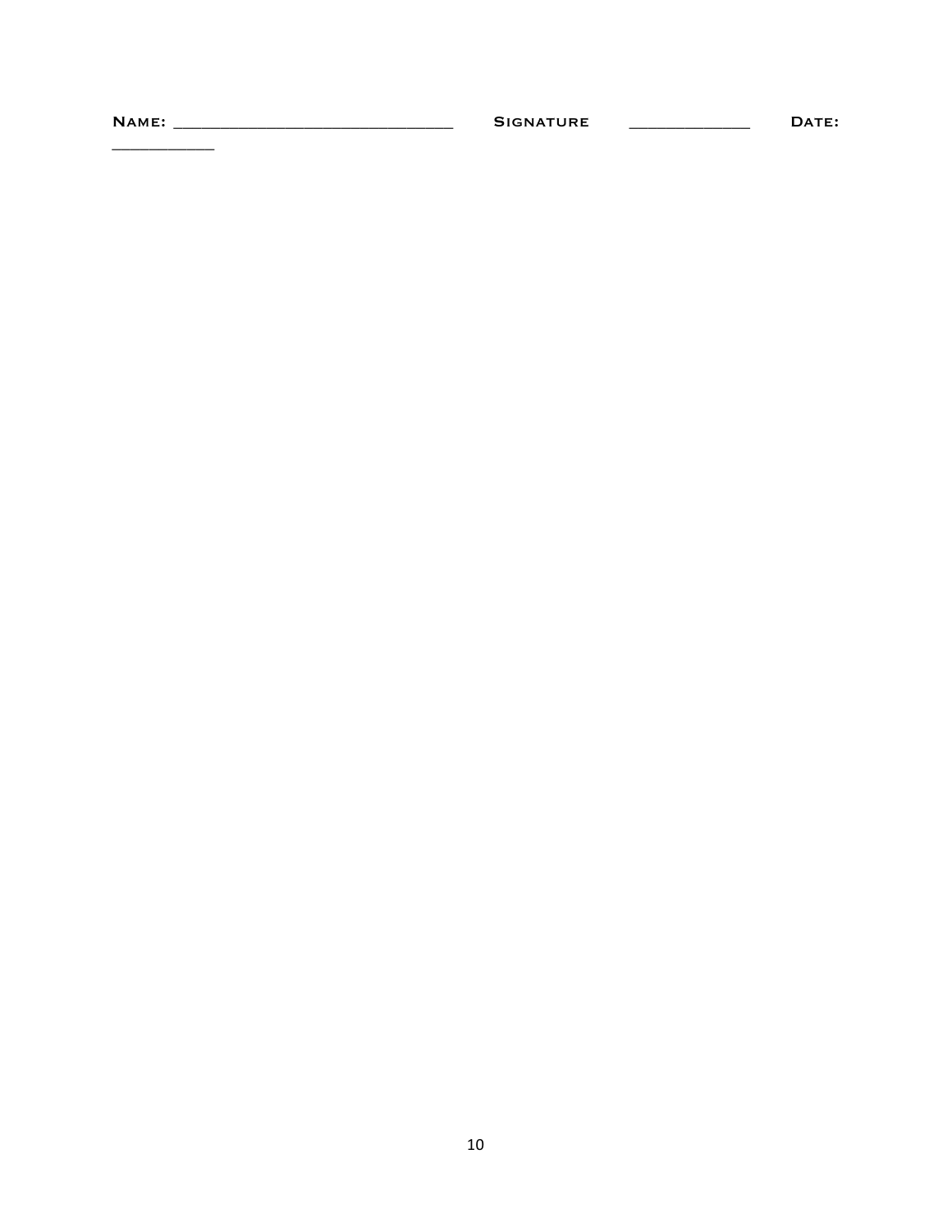NAME: ______________________________ SIGNATURE _____________ DATE: ___________